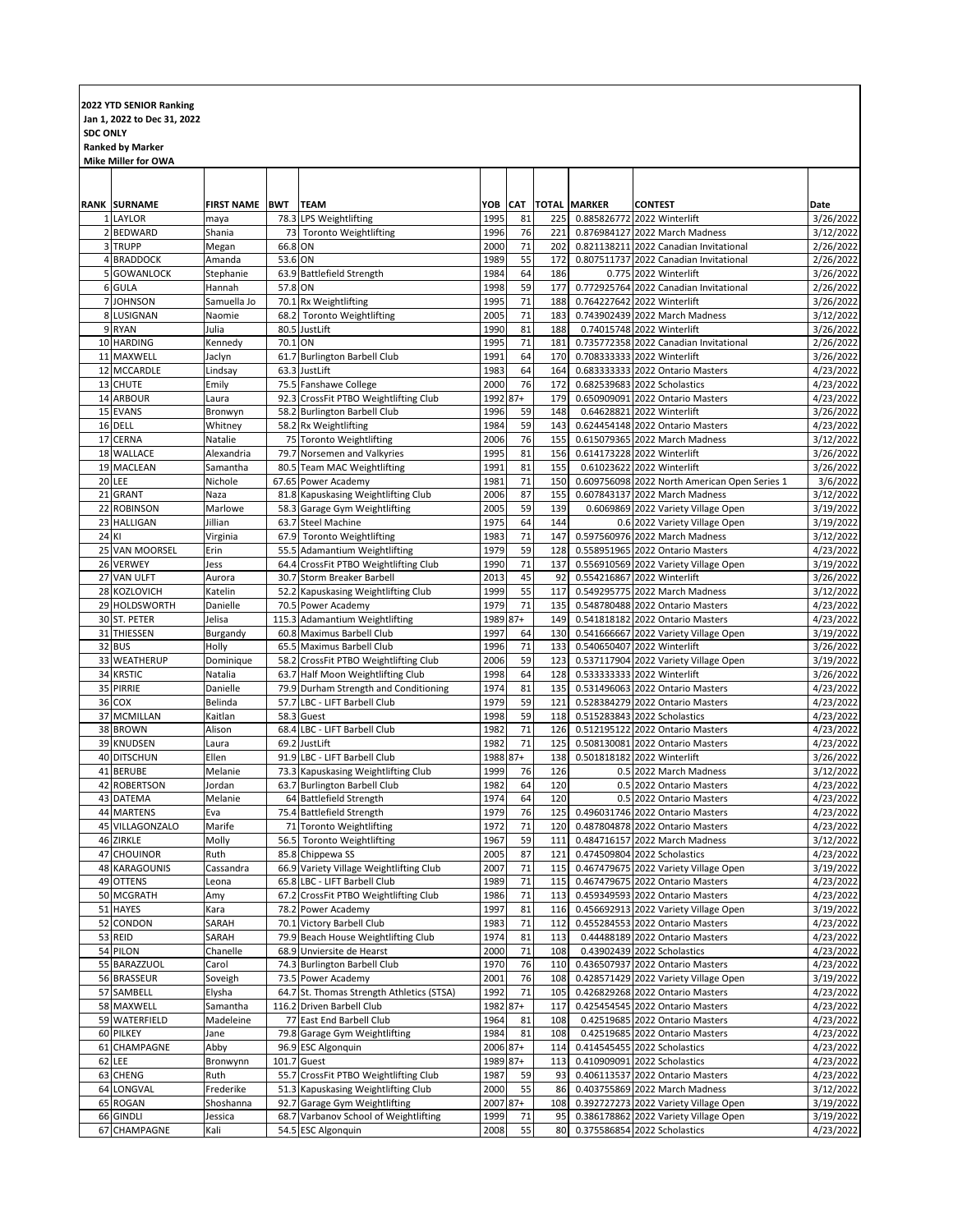**2022 YTD SENIOR Ranking**
**Jan 1, 2022 to Dec 31, 2022**
**SDC ONLY**
**Ranked by Marker**
**Mike Miller for OWA**

| RANK | SURNAME | FIRST NAME | BWT | TEAM | YOB | CAT | TOTAL | MARKER | CONTEST | Date |
|---|---|---|---|---|---|---|---|---|---|---|
| 1 | LAYLOR | maya | 78.3 | LPS Weightlifting | 1995 | 81 | 225 | 0.885826772 | 2022 Winterlift | 3/26/2022 |
| 2 | BEDWARD | Shania | 73 | Toronto Weightlifting | 1996 | 76 | 221 | 0.876984127 | 2022 March Madness | 3/12/2022 |
| 3 | TRUPP | Megan | 66.8 | ON | 2000 | 71 | 202 | 0.821138211 | 2022 Canadian Invitational | 2/26/2022 |
| 4 | BRADDOCK | Amanda | 53.6 | ON | 1989 | 55 | 172 | 0.807511737 | 2022 Canadian Invitational | 2/26/2022 |
| 5 | GOWANLOCK | Stephanie | 63.9 | Battlefield Strength | 1984 | 64 | 186 | 0.775 | 2022 Winterlift | 3/26/2022 |
| 6 | GULA | Hannah | 57.8 | ON | 1998 | 59 | 177 | 0.772925764 | 2022 Canadian Invitational | 2/26/2022 |
| 7 | JOHNSON | Samuella Jo | 70.1 | Rx Weightlifting | 1995 | 71 | 188 | 0.764227642 | 2022 Winterlift | 3/26/2022 |
| 8 | LUSIGNAN | Naomie | 68.2 | Toronto Weightlifting | 2005 | 71 | 183 | 0.743902439 | 2022 March Madness | 3/12/2022 |
| 9 | RYAN | Julia | 80.5 | JustLift | 1990 | 81 | 188 | 0.74015748 | 2022 Winterlift | 3/26/2022 |
| 10 | HARDING | Kennedy | 70.1 | ON | 1995 | 71 | 181 | 0.735772358 | 2022 Canadian Invitational | 2/26/2022 |
| 11 | MAXWELL | Jaclyn | 61.7 | Burlington Barbell Club | 1991 | 64 | 170 | 0.708333333 | 2022 Winterlift | 3/26/2022 |
| 12 | MCCARDLE | Lindsay | 63.3 | JustLift | 1983 | 64 | 164 | 0.683333333 | 2022 Ontario Masters | 4/23/2022 |
| 13 | CHUTE | Emily | 75.5 | Fanshawe College | 2000 | 76 | 172 | 0.682539683 | 2022 Scholastics | 4/23/2022 |
| 14 | ARBOUR | Laura | 92.3 | CrossFit PTBO Weightlifting Club | 1992 | 87+ | 179 | 0.650909091 | 2022 Ontario Masters | 4/23/2022 |
| 15 | EVANS | Bronwyn | 58.2 | Burlington Barbell Club | 1996 | 59 | 148 | 0.64628821 | 2022 Winterlift | 3/26/2022 |
| 16 | DELL | Whitney | 58.2 | Rx Weightlifting | 1984 | 59 | 143 | 0.624454148 | 2022 Ontario Masters | 4/23/2022 |
| 17 | CERNA | Natalie | 75 | Toronto Weightlifting | 2006 | 76 | 155 | 0.615079365 | 2022 March Madness | 3/12/2022 |
| 18 | WALLACE | Alexandria | 79.7 | Norsemen and Valkyries | 1995 | 81 | 156 | 0.614173228 | 2022 Winterlift | 3/26/2022 |
| 19 | MACLEAN | Samantha | 80.5 | Team MAC Weightlifting | 1991 | 81 | 155 | 0.61023622 | 2022 Winterlift | 3/26/2022 |
| 20 | LEE | Nichole | 67.65 | Power Academy | 1981 | 71 | 150 | 0.609756098 | 2022 North American Open Series 1 | 3/6/2022 |
| 21 | GRANT | Naza | 81.8 | Kapuskasing Weightlifting Club | 2006 | 87 | 155 | 0.607843137 | 2022 March Madness | 3/12/2022 |
| 22 | ROBINSON | Marlowe | 58.3 | Garage Gym Weightlifting | 2005 | 59 | 139 | 0.6069869 | 2022 Variety Village Open | 3/19/2022 |
| 23 | HALLIGAN | Jillian | 63.7 | Steel Machine | 1975 | 64 | 144 | 0.6 | 2022 Variety Village Open | 3/19/2022 |
| 24 | KI | Virginia | 67.9 | Toronto Weightlifting | 1983 | 71 | 147 | 0.597560976 | 2022 March Madness | 3/12/2022 |
| 25 | VAN MOORSEL | Erin | 55.5 | Adamantium Weightlifting | 1979 | 59 | 128 | 0.558951965 | 2022 Ontario Masters | 4/23/2022 |
| 26 | VERWEY | Jess | 64.4 | CrossFit PTBO Weightlifting Club | 1990 | 71 | 137 | 0.556910569 | 2022 Variety Village Open | 3/19/2022 |
| 27 | VAN ULFT | Aurora | 30.7 | Storm Breaker Barbell | 2013 | 45 | 92 | 0.554216867 | 2022 Winterlift | 3/26/2022 |
| 28 | KOZLOVICH | Katelin | 52.2 | Kapuskasing Weightlifting Club | 1999 | 55 | 117 | 0.549295775 | 2022 March Madness | 3/12/2022 |
| 29 | HOLDSWORTH | Danielle | 70.5 | Power Academy | 1979 | 71 | 135 | 0.548780488 | 2022 Ontario Masters | 4/23/2022 |
| 30 | ST. PETER | Jelisa | 115.3 | Adamantium Weightlifting | 1989 | 87+ | 149 | 0.541818182 | 2022 Ontario Masters | 4/23/2022 |
| 31 | THIESSEN | Burgandy | 60.8 | Maximus Barbell Club | 1997 | 64 | 130 | 0.541666667 | 2022 Variety Village Open | 3/19/2022 |
| 32 | BUS | Holly | 65.5 | Maximus Barbell Club | 1996 | 71 | 133 | 0.540650407 | 2022 Winterlift | 3/26/2022 |
| 33 | WEATHERUP | Dominique | 58.2 | CrossFit PTBO Weightlifting Club | 2006 | 59 | 123 | 0.537117904 | 2022 Variety Village Open | 3/19/2022 |
| 34 | KRSTIC | Natalia | 63.7 | Half Moon Weightlifting Club | 1998 | 64 | 128 | 0.533333333 | 2022 Winterlift | 3/26/2022 |
| 35 | PIRRIE | Danielle | 79.9 | Durham Strength and Conditioning | 1974 | 81 | 135 | 0.531496063 | 2022 Ontario Masters | 4/23/2022 |
| 36 | COX | Belinda | 57.7 | LBC - LIFT Barbell Club | 1979 | 59 | 121 | 0.528384279 | 2022 Ontario Masters | 4/23/2022 |
| 37 | MCMILLAN | Kaitlan | 58.3 | Guest | 1998 | 59 | 118 | 0.515283843 | 2022 Scholastics | 4/23/2022 |
| 38 | BROWN | Alison | 68.4 | LBC - LIFT Barbell Club | 1982 | 71 | 126 | 0.512195122 | 2022 Ontario Masters | 4/23/2022 |
| 39 | KNUDSEN | Laura | 69.2 | JustLift | 1982 | 71 | 125 | 0.508130081 | 2022 Ontario Masters | 4/23/2022 |
| 40 | DITSCHUN | Ellen | 91.9 | LBC - LIFT Barbell Club | 1988 | 87+ | 138 | 0.501818182 | 2022 Winterlift | 3/26/2022 |
| 41 | BERUBE | Melanie | 73.3 | Kapuskasing Weightlifting Club | 1999 | 76 | 126 | 0.5 | 2022 March Madness | 3/12/2022 |
| 42 | ROBERTSON | Jordan | 63.7 | Burlington Barbell Club | 1982 | 64 | 120 | 0.5 | 2022 Ontario Masters | 4/23/2022 |
| 43 | DATEMA | Melanie | 64 | Battlefield Strength | 1974 | 64 | 120 | 0.5 | 2022 Ontario Masters | 4/23/2022 |
| 44 | MARTENS | Eva | 75.4 | Battlefield Strength | 1979 | 76 | 125 | 0.496031746 | 2022 Ontario Masters | 4/23/2022 |
| 45 | VILLAGONZALO | Marife | 71 | Toronto Weightlifting | 1972 | 71 | 120 | 0.487804878 | 2022 Ontario Masters | 4/23/2022 |
| 46 | ZIRKLE | Molly | 56.5 | Toronto Weightlifting | 1967 | 59 | 111 | 0.484716157 | 2022 March Madness | 3/12/2022 |
| 47 | CHOUINOR | Ruth | 85.8 | Chippewa SS | 2005 | 87 | 121 | 0.474509804 | 2022 Scholastics | 4/23/2022 |
| 48 | KARAGOUNIS | Cassandra | 66.9 | Variety Village Weightlifting Club | 2007 | 71 | 115 | 0.467479675 | 2022 Variety Village Open | 3/19/2022 |
| 49 | OTTENS | Leona | 65.8 | LBC - LIFT Barbell Club | 1989 | 71 | 115 | 0.467479675 | 2022 Ontario Masters | 4/23/2022 |
| 50 | MCGRATH | Amy | 67.2 | CrossFit PTBO Weightlifting Club | 1986 | 71 | 113 | 0.459349593 | 2022 Ontario Masters | 4/23/2022 |
| 51 | HAYES | Kara | 78.2 | Power Academy | 1997 | 81 | 116 | 0.456692913 | 2022 Variety Village Open | 3/19/2022 |
| 52 | CONDON | SARAH | 70.1 | Victory Barbell Club | 1983 | 71 | 112 | 0.455284553 | 2022 Ontario Masters | 4/23/2022 |
| 53 | REID | SARAH | 79.9 | Beach House Weightlifting Club | 1974 | 81 | 113 | 0.44488189 | 2022 Ontario Masters | 4/23/2022 |
| 54 | PILON | Chanelle | 68.9 | Unviersite de Hearst | 2000 | 71 | 108 | 0.43902439 | 2022 Scholastics | 4/23/2022 |
| 55 | BARAZZUOL | Carol | 74.3 | Burlington Barbell Club | 1970 | 76 | 110 | 0.436507937 | 2022 Ontario Masters | 4/23/2022 |
| 56 | BRASSEUR | Soveigh | 73.5 | Power Academy | 2001 | 76 | 108 | 0.428571429 | 2022 Variety Village Open | 3/19/2022 |
| 57 | SAMBELL | Elysha | 64.7 | St. Thomas Strength Athletics (STSA) | 1992 | 71 | 105 | 0.426829268 | 2022 Ontario Masters | 4/23/2022 |
| 58 | MAXWELL | Samantha | 116.2 | Driven Barbell Club | 1982 | 87+ | 117 | 0.425454545 | 2022 Ontario Masters | 4/23/2022 |
| 59 | WATERFIELD | Madeleine | 77 | East End Barbell Club | 1964 | 81 | 108 | 0.42519685 | 2022 Ontario Masters | 4/23/2022 |
| 60 | PILKEY | Jane | 79.8 | Garage Gym Weightlifting | 1984 | 81 | 108 | 0.42519685 | 2022 Ontario Masters | 4/23/2022 |
| 61 | CHAMPAGNE | Abby | 96.9 | ESC Algonquin | 2006 | 87+ | 114 | 0.414545455 | 2022 Scholastics | 4/23/2022 |
| 62 | LEE | Bronwynn | 101.7 | Guest | 1989 | 87+ | 113 | 0.410909091 | 2022 Scholastics | 4/23/2022 |
| 63 | CHENG | Ruth | 55.7 | CrossFit PTBO Weightlifting Club | 1987 | 59 | 93 | 0.406113537 | 2022 Ontario Masters | 4/23/2022 |
| 64 | LONGVAL | Frederike | 51.3 | Kapuskasing Weightlifting Club | 2000 | 55 | 86 | 0.403755869 | 2022 March Madness | 3/12/2022 |
| 65 | ROGAN | Shoshanna | 92.7 | Garage Gym Weightlifting | 2007 | 87+ | 108 | 0.392727273 | 2022 Variety Village Open | 3/19/2022 |
| 66 | GINDLI | Jessica | 68.7 | Varbanov School of Weightlifting | 1999 | 71 | 95 | 0.386178862 | 2022 Variety Village Open | 3/19/2022 |
| 67 | CHAMPAGNE | Kali | 54.5 | ESC Algonquin | 2008 | 55 | 80 | 0.375586854 | 2022 Scholastics | 4/23/2022 |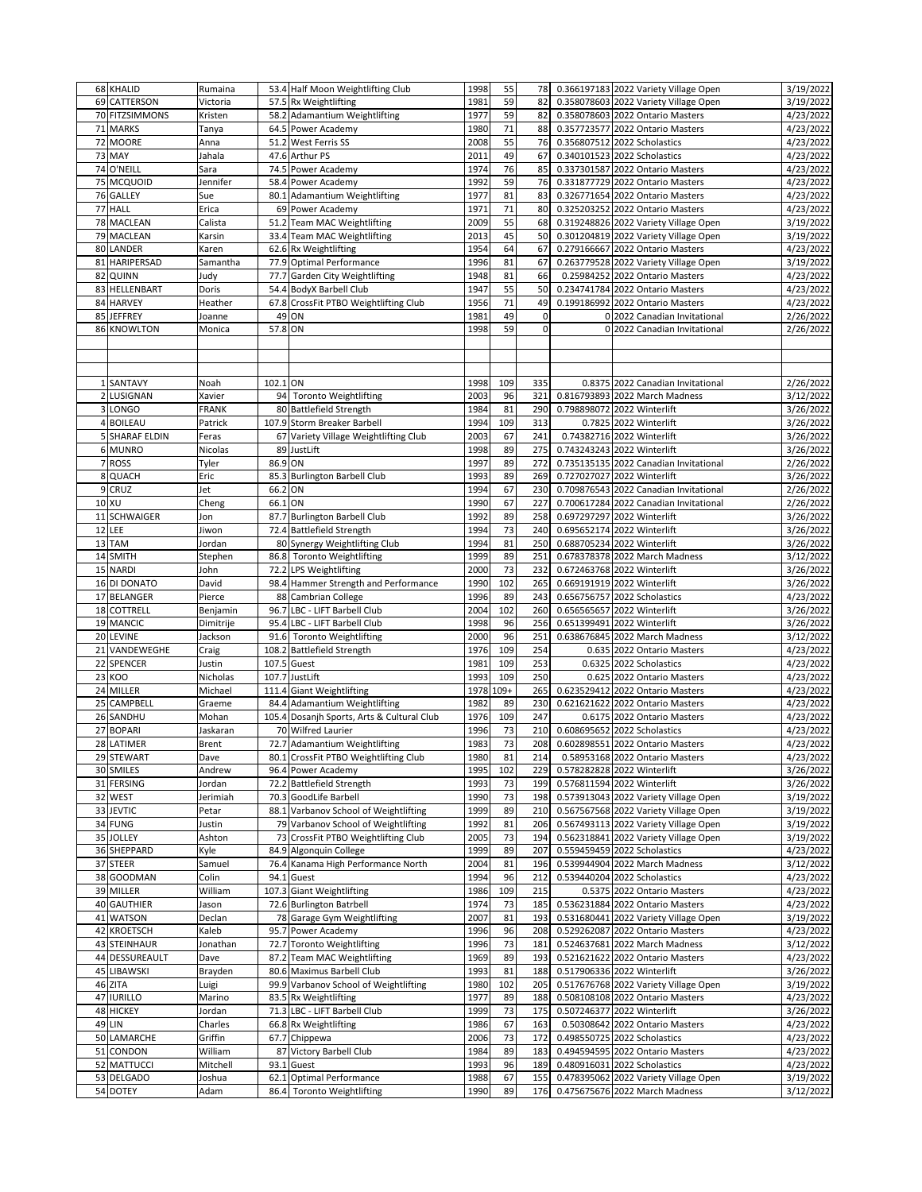| | | | | | | | | | | |
|---|---|---|---|---|---|---|---|---|---|---|
| 68 | KHALID | Rumaina | 53.4 | Half Moon Weightlifting Club | 1998 | 55 | 78 | 0.366197183 | 2022 Variety Village Open | 3/19/2022 |
| 69 | CATTERSON | Victoria | 57.5 | Rx Weightlifting | 1981 | 59 | 82 | 0.358078603 | 2022 Variety Village Open | 3/19/2022 |
| 70 | FITZSIMMONS | Kristen | 58.2 | Adamantium Weightlifting | 1977 | 59 | 82 | 0.358078603 | 2022 Ontario Masters | 4/23/2022 |
| 71 | MARKS | Tanya | 64.5 | Power Academy | 1980 | 71 | 88 | 0.357723577 | 2022 Ontario Masters | 4/23/2022 |
| 72 | MOORE | Anna | 51.2 | West Ferris SS | 2008 | 55 | 76 | 0.356807512 | 2022 Scholastics | 4/23/2022 |
| 73 | MAY | Jahala | 47.6 | Arthur PS | 2011 | 49 | 67 | 0.340101523 | 2022 Scholastics | 4/23/2022 |
| 74 | O'NEILL | Sara | 74.5 | Power Academy | 1974 | 76 | 85 | 0.337301587 | 2022 Ontario Masters | 4/23/2022 |
| 75 | MCQUOID | Jennifer | 58.4 | Power Academy | 1992 | 59 | 76 | 0.331877729 | 2022 Ontario Masters | 4/23/2022 |
| 76 | GALLEY | Sue | 80.1 | Adamantium Weightlifting | 1977 | 81 | 83 | 0.326771654 | 2022 Ontario Masters | 4/23/2022 |
| 77 | HALL | Erica | 69 | Power Academy | 1971 | 71 | 80 | 0.325203252 | 2022 Ontario Masters | 4/23/2022 |
| 78 | MACLEAN | Calista | 51.2 | Team MAC Weightlifting | 2009 | 55 | 68 | 0.319248826 | 2022 Variety Village Open | 3/19/2022 |
| 79 | MACLEAN | Karsin | 33.4 | Team MAC Weightlifting | 2013 | 45 | 50 | 0.301204819 | 2022 Variety Village Open | 3/19/2022 |
| 80 | LANDER | Karen | 62.6 | Rx Weightlifting | 1954 | 64 | 67 | 0.279166667 | 2022 Ontario Masters | 4/23/2022 |
| 81 | HARIPERSAD | Samantha | 77.9 | Optimal Performance | 1996 | 81 | 67 | 0.263779528 | 2022 Variety Village Open | 3/19/2022 |
| 82 | QUINN | Judy | 77.7 | Garden City Weightlifting | 1948 | 81 | 66 | 0.25984252 | 2022 Ontario Masters | 4/23/2022 |
| 83 | HELLENBART | Doris | 54.4 | BodyX Barbell Club | 1947 | 55 | 50 | 0.234741784 | 2022 Ontario Masters | 4/23/2022 |
| 84 | HARVEY | Heather | 67.8 | CrossFit PTBO Weightlifting Club | 1956 | 71 | 49 | 0.199186992 | 2022 Ontario Masters | 4/23/2022 |
| 85 | JEFFREY | Joanne | 49 | ON | 1981 | 49 | 0 | 0 | 2022 Canadian Invitational | 2/26/2022 |
| 86 | KNOWLTON | Monica | 57.8 | ON | 1998 | 59 | 0 | 0 | 2022 Canadian Invitational | 2/26/2022 |
| | | | | | | | | | | |
| 1 | SANTAVY | Noah | 102.1 | ON | 1998 | 109 | 335 | 0.8375 | 2022 Canadian Invitational | 2/26/2022 |
| 2 | LUSIGNAN | Xavier | 94 | Toronto Weightlifting | 2003 | 96 | 321 | 0.816793893 | 2022 March Madness | 3/12/2022 |
| 3 | LONGO | FRANK | 80 | Battlefield Strength | 1984 | 81 | 290 | 0.798898072 | 2022 Winterlift | 3/26/2022 |
| 4 | BOILEAU | Patrick | 107.9 | Storm Breaker Barbell | 1994 | 109 | 313 | 0.7825 | 2022 Winterlift | 3/26/2022 |
| 5 | SHARAF ELDIN | Feras | 67 | Variety Village Weightlifting Club | 2003 | 67 | 241 | 0.74382716 | 2022 Winterlift | 3/26/2022 |
| 6 | MUNRO | Nicolas | 89 | JustLift | 1998 | 89 | 275 | 0.743243243 | 2022 Winterlift | 3/26/2022 |
| 7 | ROSS | Tyler | 86.9 | ON | 1997 | 89 | 272 | 0.735135135 | 2022 Canadian Invitational | 2/26/2022 |
| 8 | QUACH | Eric | 85.3 | Burlington Barbell Club | 1993 | 89 | 269 | 0.727027027 | 2022 Winterlift | 3/26/2022 |
| 9 | CRUZ | Jet | 66.2 | ON | 1994 | 67 | 230 | 0.709876543 | 2022 Canadian Invitational | 2/26/2022 |
| 10 | XU | Cheng | 66.1 | ON | 1990 | 67 | 227 | 0.700617284 | 2022 Canadian Invitational | 2/26/2022 |
| 11 | SCHWAIGER | Jon | 87.7 | Burlington Barbell Club | 1992 | 89 | 258 | 0.697297297 | 2022 Winterlift | 3/26/2022 |
| 12 | LEE | Jiwon | 72.4 | Battlefield Strength | 1994 | 73 | 240 | 0.695652174 | 2022 Winterlift | 3/26/2022 |
| 13 | TAM | Jordan | 80 | Synergy Weightlifting Club | 1994 | 81 | 250 | 0.688705234 | 2022 Winterlift | 3/26/2022 |
| 14 | SMITH | Stephen | 86.8 | Toronto Weightlifting | 1999 | 89 | 251 | 0.678378378 | 2022 March Madness | 3/12/2022 |
| 15 | NARDI | John | 72.2 | LPS Weightlifting | 2000 | 73 | 232 | 0.672463768 | 2022 Winterlift | 3/26/2022 |
| 16 | DI DONATO | David | 98.4 | Hammer Strength and Performance | 1990 | 102 | 265 | 0.669191919 | 2022 Winterlift | 3/26/2022 |
| 17 | BELANGER | Pierce | 88 | Cambrian College | 1996 | 89 | 243 | 0.656756757 | 2022 Scholastics | 4/23/2022 |
| 18 | COTTRELL | Benjamin | 96.7 | LBC - LIFT Barbell Club | 2004 | 102 | 260 | 0.656565657 | 2022 Winterlift | 3/26/2022 |
| 19 | MANCIC | Dimitrije | 95.4 | LBC - LIFT Barbell Club | 1998 | 96 | 256 | 0.651399491 | 2022 Winterlift | 3/26/2022 |
| 20 | LEVINE | Jackson | 91.6 | Toronto Weightlifting | 2000 | 96 | 251 | 0.638676845 | 2022 March Madness | 3/12/2022 |
| 21 | VANDEWEGHE | Craig | 108.2 | Battlefield Strength | 1976 | 109 | 254 | 0.635 | 2022 Ontario Masters | 4/23/2022 |
| 22 | SPENCER | Justin | 107.5 | Guest | 1981 | 109 | 253 | 0.6325 | 2022 Scholastics | 4/23/2022 |
| 23 | KOO | Nicholas | 107.7 | JustLift | 1993 | 109 | 250 | 0.625 | 2022 Ontario Masters | 4/23/2022 |
| 24 | MILLER | Michael | 111.4 | Giant Weightlifting | 1978 | 109+ | 265 | 0.623529412 | 2022 Ontario Masters | 4/23/2022 |
| 25 | CAMPBELL | Graeme | 84.4 | Adamantium Weightlifting | 1982 | 89 | 230 | 0.621621622 | 2022 Ontario Masters | 4/23/2022 |
| 26 | SANDHU | Mohan | 105.4 | Dosanjh Sports, Arts & Cultural Club | 1976 | 109 | 247 | 0.6175 | 2022 Ontario Masters | 4/23/2022 |
| 27 | BOPARI | Jaskaran | 70 | Wilfred Laurier | 1996 | 73 | 210 | 0.608695652 | 2022 Scholastics | 4/23/2022 |
| 28 | LATIMER | Brent | 72.7 | Adamantium Weightlifting | 1983 | 73 | 208 | 0.602898551 | 2022 Ontario Masters | 4/23/2022 |
| 29 | STEWART | Dave | 80.1 | CrossFit PTBO Weightlifting Club | 1980 | 81 | 214 | 0.58953168 | 2022 Ontario Masters | 4/23/2022 |
| 30 | SMILES | Andrew | 96.4 | Power Academy | 1995 | 102 | 229 | 0.578282828 | 2022 Winterlift | 3/26/2022 |
| 31 | FERSING | Jordan | 72.2 | Battlefield Strength | 1993 | 73 | 199 | 0.576811594 | 2022 Winterlift | 3/26/2022 |
| 32 | WEST | Jerimiah | 70.3 | GoodLife Barbell | 1990 | 73 | 198 | 0.573913043 | 2022 Variety Village Open | 3/19/2022 |
| 33 | JEVTIC | Petar | 88.1 | Varbanov School of Weightlifting | 1999 | 89 | 210 | 0.567567568 | 2022 Variety Village Open | 3/19/2022 |
| 34 | FUNG | Justin | 79 | Varbanov School of Weightlifting | 1992 | 81 | 206 | 0.567493113 | 2022 Variety Village Open | 3/19/2022 |
| 35 | JOLLEY | Ashton | 73 | CrossFit PTBO Weightlifting Club | 2005 | 73 | 194 | 0.562318841 | 2022 Variety Village Open | 3/19/2022 |
| 36 | SHEPPARD | Kyle | 84.9 | Algonquin College | 1999 | 89 | 207 | 0.559459459 | 2022 Scholastics | 4/23/2022 |
| 37 | STEER | Samuel | 76.4 | Kanama High Performance North | 2004 | 81 | 196 | 0.539944904 | 2022 March Madness | 3/12/2022 |
| 38 | GOODMAN | Colin | 94.1 | Guest | 1994 | 96 | 212 | 0.539440204 | 2022 Scholastics | 4/23/2022 |
| 39 | MILLER | William | 107.3 | Giant Weightlifting | 1986 | 109 | 215 | 0.5375 | 2022 Ontario Masters | 4/23/2022 |
| 40 | GAUTHIER | Jason | 72.6 | Burlington Batrbell | 1974 | 73 | 185 | 0.536231884 | 2022 Ontario Masters | 4/23/2022 |
| 41 | WATSON | Declan | 78 | Garage Gym Weightlifting | 2007 | 81 | 193 | 0.531680441 | 2022 Variety Village Open | 3/19/2022 |
| 42 | KROETSCH | Kaleb | 95.7 | Power Academy | 1996 | 96 | 208 | 0.529262087 | 2022 Ontario Masters | 4/23/2022 |
| 43 | STEINHAUR | Jonathan | 72.7 | Toronto Weightlifting | 1996 | 73 | 181 | 0.524637681 | 2022 March Madness | 3/12/2022 |
| 44 | DESSUREAULT | Dave | 87.2 | Team MAC Weightlifting | 1969 | 89 | 193 | 0.521621622 | 2022 Ontario Masters | 4/23/2022 |
| 45 | LIBAWSKI | Brayden | 80.6 | Maximus Barbell Club | 1993 | 81 | 188 | 0.517906336 | 2022 Winterlift | 3/26/2022 |
| 46 | ZITA | Luigi | 99.9 | Varbanov School of Weightlifting | 1980 | 102 | 205 | 0.517676768 | 2022 Variety Village Open | 3/19/2022 |
| 47 | IURILLO | Marino | 83.5 | Rx Weightlifting | 1977 | 89 | 188 | 0.508108108 | 2022 Ontario Masters | 4/23/2022 |
| 48 | HICKEY | Jordan | 71.3 | LBC - LIFT Barbell Club | 1999 | 73 | 175 | 0.507246377 | 2022 Winterlift | 3/26/2022 |
| 49 | LIN | Charles | 66.8 | Rx Weightlifting | 1986 | 67 | 163 | 0.50308642 | 2022 Ontario Masters | 4/23/2022 |
| 50 | LAMARCHE | Griffin | 67.7 | Chippewa | 2006 | 73 | 172 | 0.498550725 | 2022 Scholastics | 4/23/2022 |
| 51 | CONDON | William | 87 | Victory Barbell Club | 1984 | 89 | 183 | 0.494594595 | 2022 Ontario Masters | 4/23/2022 |
| 52 | MATTUCCI | Mitchell | 93.1 | Guest | 1993 | 96 | 189 | 0.480916031 | 2022 Scholastics | 4/23/2022 |
| 53 | DELGADO | Joshua | 62.1 | Optimal Performance | 1988 | 67 | 155 | 0.478395062 | 2022 Variety Village Open | 3/19/2022 |
| 54 | DOTEY | Adam | 86.4 | Toronto Weightlifting | 1990 | 89 | 176 | 0.475675676 | 2022 March Madness | 3/12/2022 |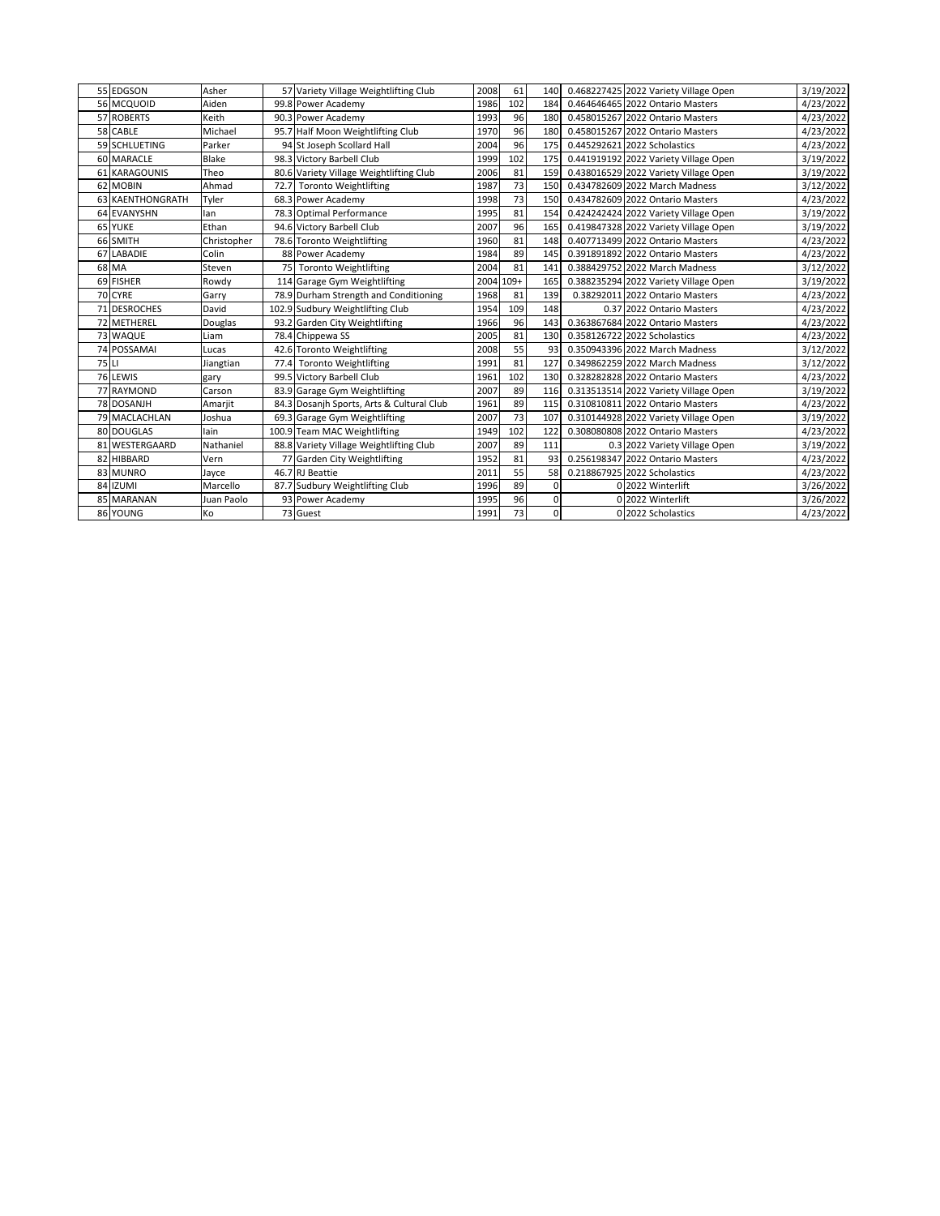| | | | | | | | | | | |
|---|---|---|---|---|---|---|---|---|---|---|
| 55 | EDGSON | Asher | 57 | Variety Village Weightlifting Club | 2008 | 61 | 140 | 0.468227425 | 2022 Variety Village Open | 3/19/2022 |
| 56 | MCQUOID | Aiden | 99.8 | Power Academy | 1986 | 102 | 184 | 0.464646465 | 2022 Ontario Masters | 4/23/2022 |
| 57 | ROBERTS | Keith | 90.3 | Power Academy | 1993 | 96 | 180 | 0.458015267 | 2022 Ontario Masters | 4/23/2022 |
| 58 | CABLE | Michael | 95.7 | Half Moon Weightlifting Club | 1970 | 96 | 180 | 0.458015267 | 2022 Ontario Masters | 4/23/2022 |
| 59 | SCHLUETING | Parker | 94 | St Joseph Scollard Hall | 2004 | 96 | 175 | 0.445292621 | 2022 Scholastics | 4/23/2022 |
| 60 | MARACLE | Blake | 98.3 | Victory Barbell Club | 1999 | 102 | 175 | 0.441919192 | 2022 Variety Village Open | 3/19/2022 |
| 61 | KARAGOUNIS | Theo | 80.6 | Variety Village Weightlifting Club | 2006 | 81 | 159 | 0.438016529 | 2022 Variety Village Open | 3/19/2022 |
| 62 | MOBIN | Ahmad | 72.7 | Toronto Weightlifting | 1987 | 73 | 150 | 0.434782609 | 2022 March Madness | 3/12/2022 |
| 63 | KAENTHONGRATH | Tyler | 68.3 | Power Academy | 1998 | 73 | 150 | 0.434782609 | 2022 Ontario Masters | 4/23/2022 |
| 64 | EVANYSHN | Ian | 78.3 | Optimal Performance | 1995 | 81 | 154 | 0.424242424 | 2022 Variety Village Open | 3/19/2022 |
| 65 | YUKE | Ethan | 94.6 | Victory Barbell Club | 2007 | 96 | 165 | 0.419847328 | 2022 Variety Village Open | 3/19/2022 |
| 66 | SMITH | Christopher | 78.6 | Toronto Weightlifting | 1960 | 81 | 148 | 0.407713499 | 2022 Ontario Masters | 4/23/2022 |
| 67 | LABADIE | Colin | 88 | Power Academy | 1984 | 89 | 145 | 0.391891892 | 2022 Ontario Masters | 4/23/2022 |
| 68 | MA | Steven | 75 | Toronto Weightlifting | 2004 | 81 | 141 | 0.388429752 | 2022 March Madness | 3/12/2022 |
| 69 | FISHER | Rowdy | 114 | Garage Gym Weightlifting | 2004 | 109+ | 165 | 0.388235294 | 2022 Variety Village Open | 3/19/2022 |
| 70 | CYRE | Garry | 78.9 | Durham Strength and Conditioning | 1968 | 81 | 139 | 0.38292011 | 2022 Ontario Masters | 4/23/2022 |
| 71 | DESROCHES | David | 102.9 | Sudbury Weightlifting Club | 1954 | 109 | 148 | 0.37 | 2022 Ontario Masters | 4/23/2022 |
| 72 | METHEREL | Douglas | 93.2 | Garden City Weightlifting | 1966 | 96 | 143 | 0.363867684 | 2022 Ontario Masters | 4/23/2022 |
| 73 | WAQUE | Liam | 78.4 | Chippewa SS | 2005 | 81 | 130 | 0.358126722 | 2022 Scholastics | 4/23/2022 |
| 74 | POSSAMAI | Lucas | 42.6 | Toronto Weightlifting | 2008 | 55 | 93 | 0.350943396 | 2022 March Madness | 3/12/2022 |
| 75 | LI | Jiangtian | 77.4 | Toronto Weightlifting | 1991 | 81 | 127 | 0.349862259 | 2022 March Madness | 3/12/2022 |
| 76 | LEWIS | gary | 99.5 | Victory Barbell Club | 1961 | 102 | 130 | 0.328282828 | 2022 Ontario Masters | 4/23/2022 |
| 77 | RAYMOND | Carson | 83.9 | Garage Gym Weightlifting | 2007 | 89 | 116 | 0.313513514 | 2022 Variety Village Open | 3/19/2022 |
| 78 | DOSANJH | Amarjit | 84.3 | Dosanjh Sports, Arts & Cultural Club | 1961 | 89 | 115 | 0.310810811 | 2022 Ontario Masters | 4/23/2022 |
| 79 | MACLACHLAN | Joshua | 69.3 | Garage Gym Weightlifting | 2007 | 73 | 107 | 0.310144928 | 2022 Variety Village Open | 3/19/2022 |
| 80 | DOUGLAS | Iain | 100.9 | Team MAC Weightlifting | 1949 | 102 | 122 | 0.308080808 | 2022 Ontario Masters | 4/23/2022 |
| 81 | WESTERGAARD | Nathaniel | 88.8 | Variety Village Weightlifting Club | 2007 | 89 | 111 | 0.3 | 2022 Variety Village Open | 3/19/2022 |
| 82 | HIBBARD | Vern | 77 | Garden City Weightlifting | 1952 | 81 | 93 | 0.256198347 | 2022 Ontario Masters | 4/23/2022 |
| 83 | MUNRO | Jayce | 46.7 | RJ Beattie | 2011 | 55 | 58 | 0.218867925 | 2022 Scholastics | 4/23/2022 |
| 84 | IZUMI | Marcello | 87.7 | Sudbury Weightlifting Club | 1996 | 89 | 0 | 0 | 2022 Winterlift | 3/26/2022 |
| 85 | MARANAN | Juan Paolo | 93 | Power Academy | 1995 | 96 | 0 | 0 | 2022 Winterlift | 3/26/2022 |
| 86 | YOUNG | Ko | 73 | Guest | 1991 | 73 | 0 | 0 | 2022 Scholastics | 4/23/2022 |